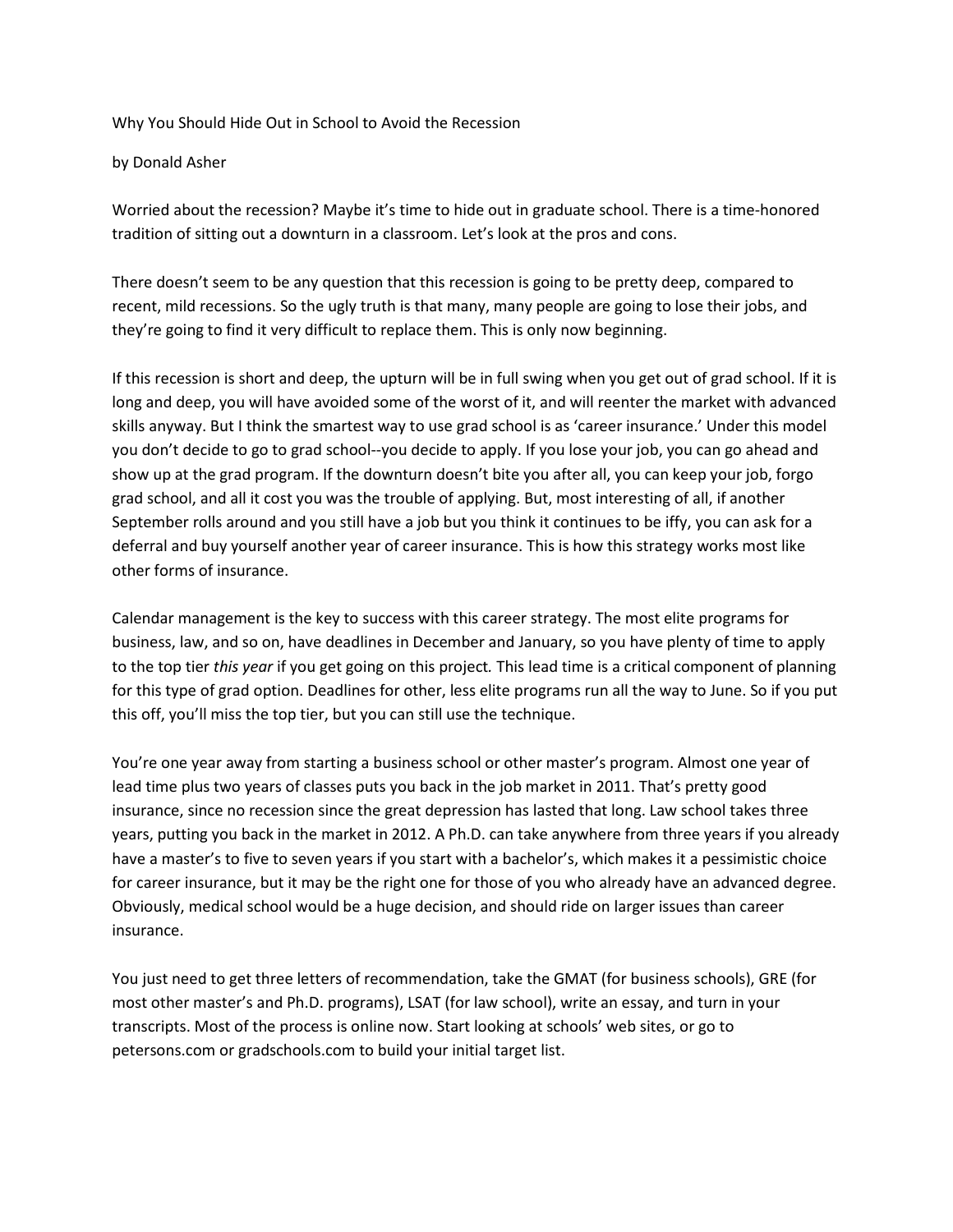# Why You Should Hide Out in School to Avoid the Recession

by Donald Asher

Worried about the recession? Maybe it's time to hide out in graduate school. There is a time-honored tradition of sitting out a downturn in a classroom. Let's look at the pros and cons.

There doesn't seem to be any question that this recession is going to be pretty deep, compared to recent, mild recessions. So the ugly truth is that many, many people are going to lose their jobs, and they're going to find it very difficult to replace them. This is only now beginning.

If this recession is short and deep, the upturn will be in full swing when you get out of grad school. If it is long and deep, you will have avoided some of the worst of it, and will reenter the market with advanced skills anyway. But I think the smartest way to use grad school is as 'career insurance.' Under this model you don't decide to go to grad school--you decide to apply. If you lose your job, you can go ahead and show up at the grad program. If the downturn doesn't bite you after all, you can keep your job, forgo grad school, and all it cost you was the trouble of applying. But, most interesting of all, if another September rolls around and you still have a job but you think it continues to be iffy, you can ask for a deferral and buy yourself another year of career insurance. This is how this strategy works most like other forms of insurance.

Calendar management is the key to success with this career strategy. The most elite programs for business, law, and so on, have deadlines in December and January, so you have plenty of time to apply to the top tier *this year* if you get going on this project. This lead time is a critical component of planning for this type of grad option. Deadlines for other, less elite programs run all the way to June. So if you put this off, you'll miss the top tier, but you can still use the technique.

You're one year away from starting a business school or other master's program. Almost one year of lead time plus two years of classes puts you back in the job market in 2011. That's pretty good insurance, since no recession since the great depression has lasted that long. Law school takes three years, putting you back in the market in 2012. A Ph.D. can take anywhere from three years if you already have a master's to five to seven years if you start with a bachelor's, which makes it a pessimistic choice for career insurance, but it may be the right one for those of you who already have an advanced degree. Obviously, medical school would be a huge decision, and should ride on larger issues than career insurance.

You just need to get three letters of recommendation, take the GMAT (for business schools), GRE (for most other master's and Ph.D. programs), LSAT (for law school), write an essay, and turn in your transcripts. Most of the process is online now. Start looking at schools' web sites, or go to petersons.com or gradschools.com to build your initial target list.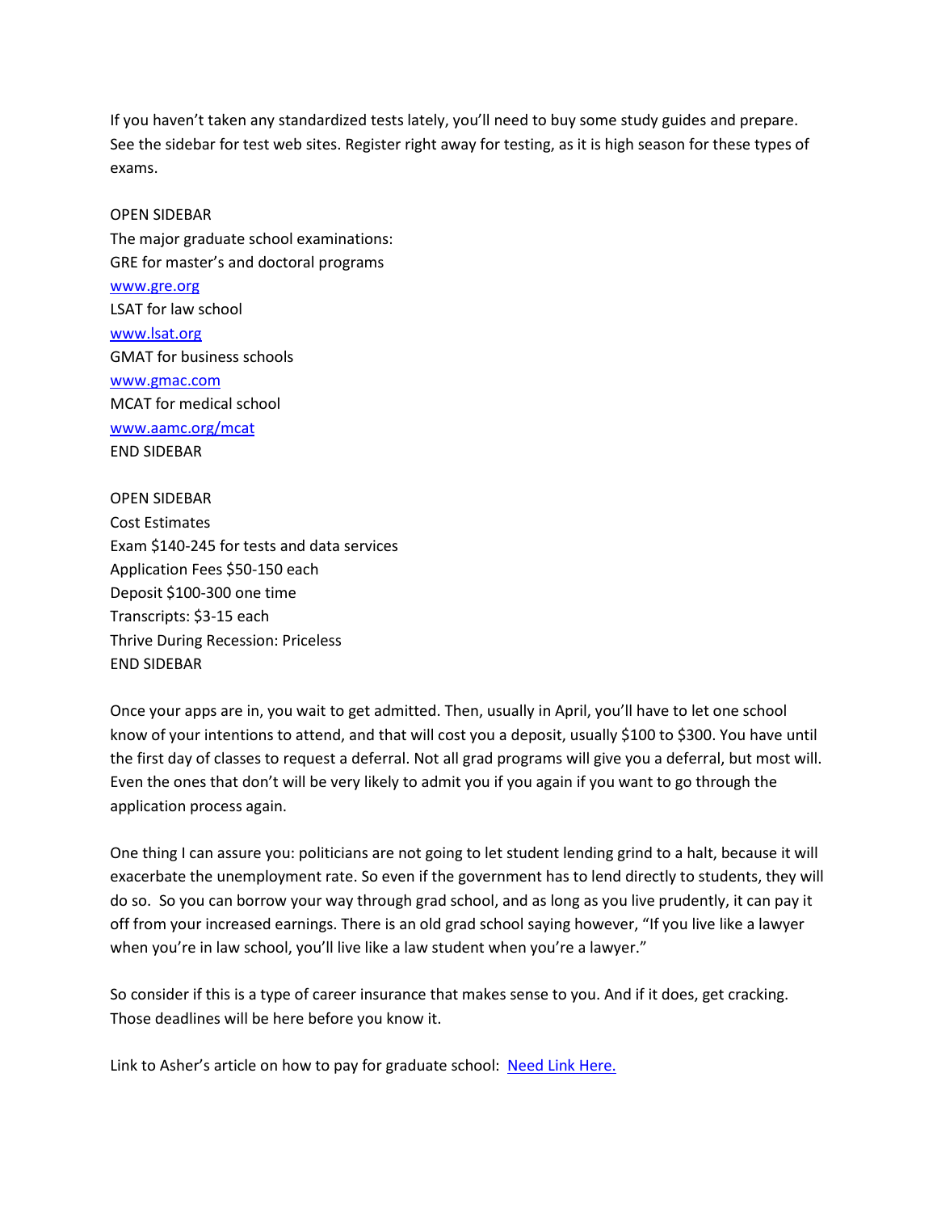If you haven't taken any standardized tests lately, you'll need to buy some study guides and prepare. See the sidebar for test web sites. Register right away for testing, as it is high season for these types of exams.

OPEN SIDEBAR
The major graduate school examinations:
GRE for master's and doctoral programs
[www.gre.org](http://www.gre.org)
LSAT for law school
[www.lsat.org](http://www.lsat.org)
GMAT for business schools
[www.gmac.com](http://www.gmac.com)
MCAT for medical school
[www.aamc.org/mcat](http://www.aamc.org/mcat)
END SIDEBAR

OPEN SIDEBAR
Cost Estimates
Exam $140-245 for tests and data services
Application Fees $50-150 each
Deposit $100-300 one time
Transcripts: $3-15 each
Thrive During Recession: Priceless
END SIDEBAR

Once your apps are in, you wait to get admitted. Then, usually in April, you'll have to let one school know of your intentions to attend, and that will cost you a deposit, usually $100 to $300. You have until the first day of classes to request a deferral. Not all grad programs will give you a deferral, but most will. Even the ones that don't will be very likely to admit you if you again if you want to go through the application process again.

One thing I can assure you: politicians are not going to let student lending grind to a halt, because it will exacerbate the unemployment rate. So even if the government has to lend directly to students, they will do so. So you can borrow your way through grad school, and as long as you live prudently, it can pay it off from your increased earnings. There is an old grad school saying however, "If you live like a lawyer when you're in law school, you'll live like a law student when you're a lawyer."

So consider if this is a type of career insurance that makes sense to you. And if it does, get cracking. Those deadlines will be here before you know it.

Link to Asher's article on how to pay for graduate school: Need Link Here.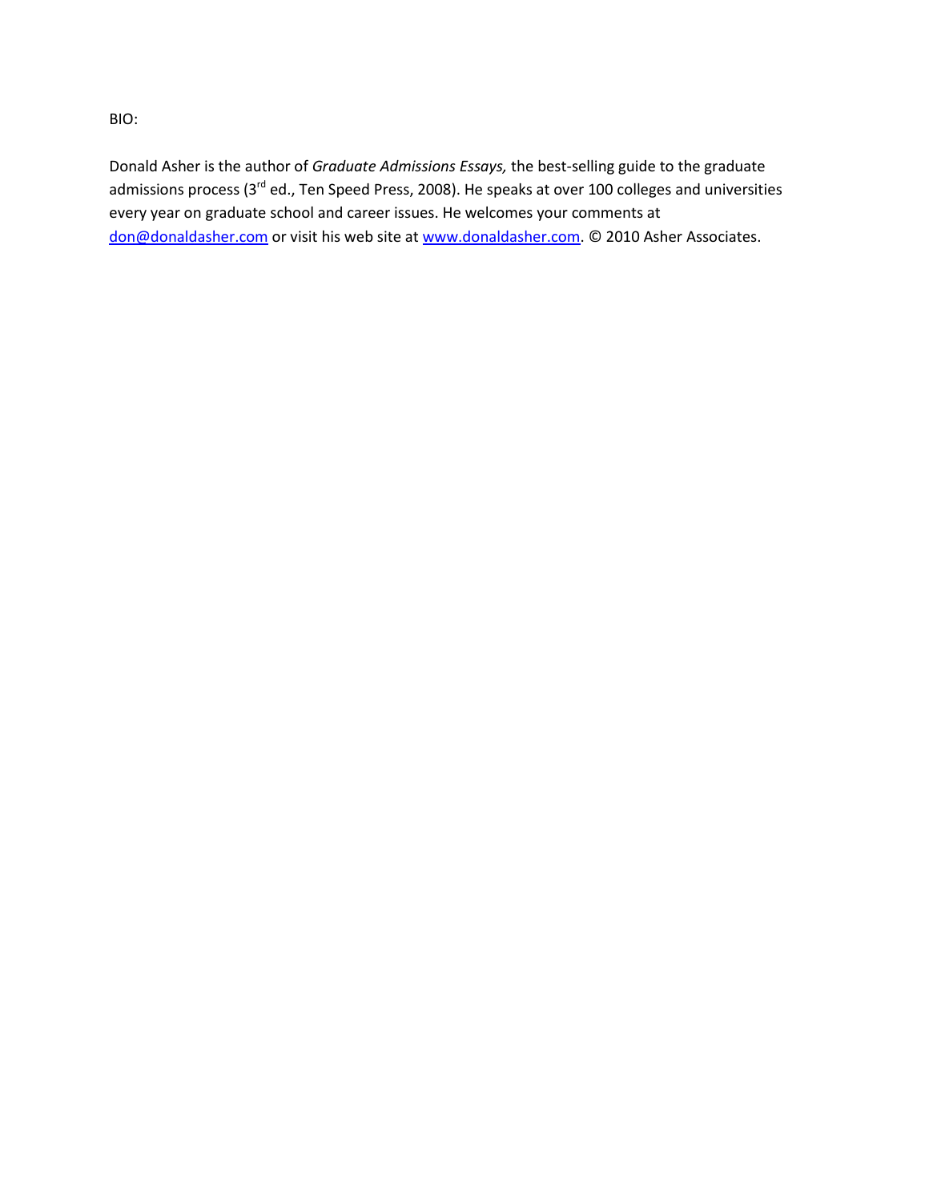BIO:

Donald Asher is the author of *Graduate Admissions Essays,* the best-selling guide to the graduate admissions process (3rd ed., Ten Speed Press, 2008). He speaks at over 100 colleges and universities every year on graduate school and career issues. He welcomes your comments at don@donaldasher.com or visit his web site at www.donaldasher.com. © 2010 Asher Associates.